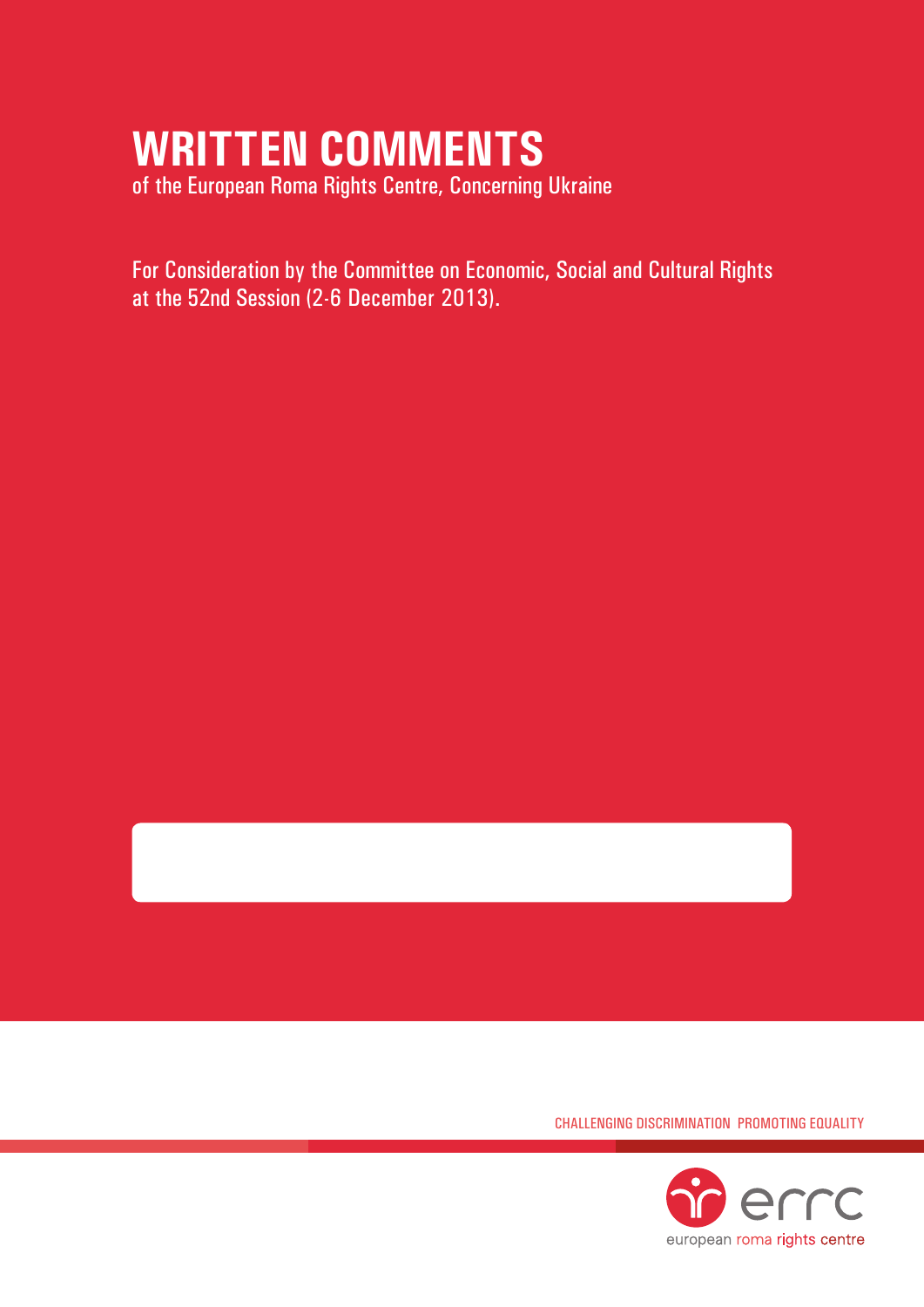# WRITTEN COMMENTS

of the European Roma Rights Centre, Concerning Ukraine

For Consideration by the Committee on Economic, Social and Cultural Rights at the 52nd Session (2-6 December 2013).

CHALLENGING DISCRIMINATION PROMOTING EQUALITY

errc

european roma rights centre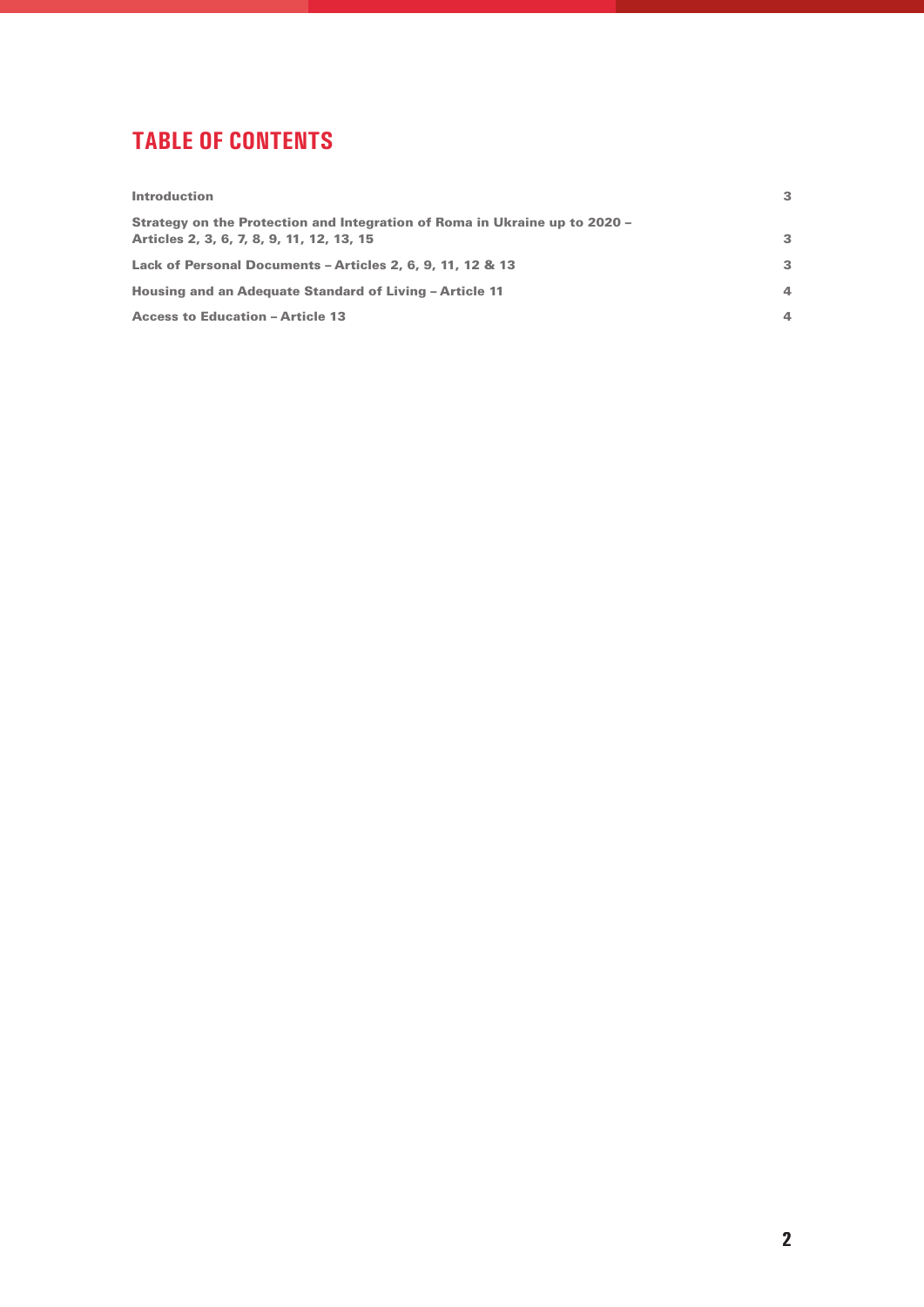# TABLE OF CONTENTS

| | |
|---|---|
| **Introduction** | 3 |
| **Strategy on the Protection and Integration of Roma in Ukraine up to 2020 – Articles 2, 3, 6, 7, 8, 9, 11, 12, 13, 15** | 3 |
| **Lack of Personal Documents – Articles 2, 6, 9, 11, 12 & 13** | 3 |
| **Housing and an Adequate Standard of Living – Article 11** | 4 |
| **Access to Education – Article 13** | 4 |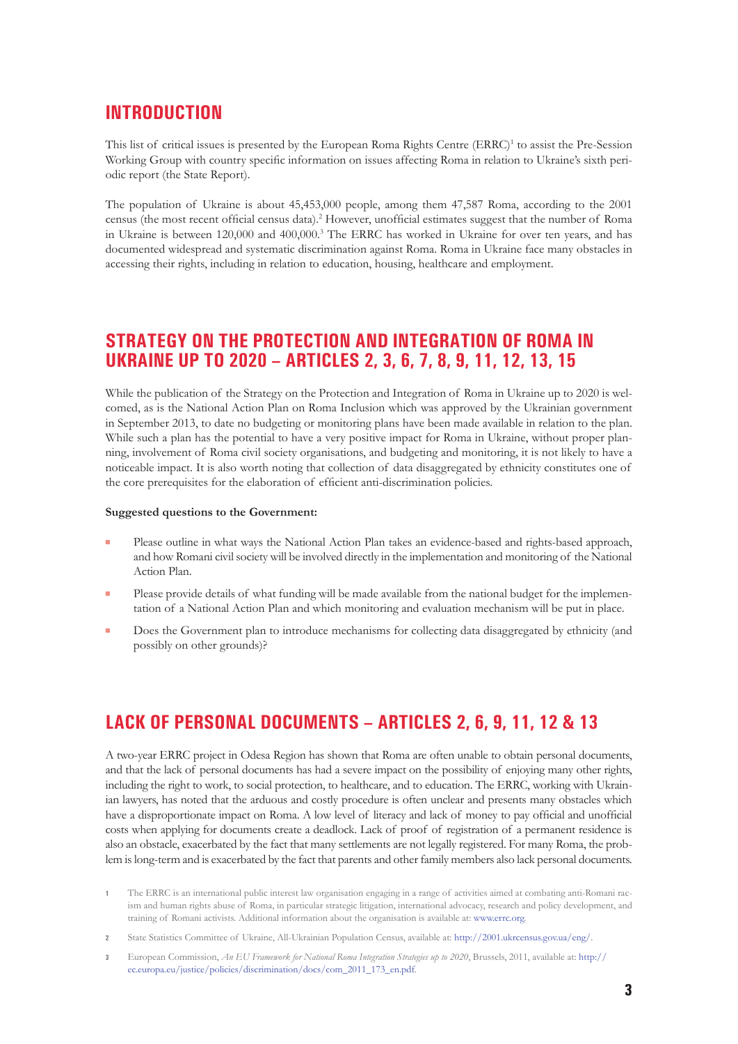## INTRODUCTION

This list of critical issues is presented by the European Roma Rights Centre (ERRC)[1] to assist the Pre-Session Working Group with country specific information on issues affecting Roma in relation to Ukraine's sixth periodic report (the State Report).

The population of Ukraine is about 45,453,000 people, among them 47,587 Roma, according to the 2001 census (the most recent official census data).[2] However, unofficial estimates suggest that the number of Roma in Ukraine is between 120,000 and 400,000.[3] The ERRC has worked in Ukraine for over ten years, and has documented widespread and systematic discrimination against Roma. Roma in Ukraine face many obstacles in accessing their rights, including in relation to education, housing, healthcare and employment.

## STRATEGY ON THE PROTECTION AND INTEGRATION OF ROMA IN UKRAINE UP TO 2020 – ARTICLES 2, 3, 6, 7, 8, 9, 11, 12, 13, 15

While the publication of the Strategy on the Protection and Integration of Roma in Ukraine up to 2020 is welcomed, as is the National Action Plan on Roma Inclusion which was approved by the Ukrainian government in September 2013, to date no budgeting or monitoring plans have been made available in relation to the plan. While such a plan has the potential to have a very positive impact for Roma in Ukraine, without proper planning, involvement of Roma civil society organisations, and budgeting and monitoring, it is not likely to have a noticeable impact. It is also worth noting that collection of data disaggregated by ethnicity constitutes one of the core prerequisites for the elaboration of efficient anti-discrimination policies.

**Suggested questions to the Government:**

- Please outline in what ways the National Action Plan takes an evidence-based and rights-based approach, and how Romani civil society will be involved directly in the implementation and monitoring of the National Action Plan.
- Please provide details of what funding will be made available from the national budget for the implementation of a National Action Plan and which monitoring and evaluation mechanism will be put in place.
- Does the Government plan to introduce mechanisms for collecting data disaggregated by ethnicity (and possibly on other grounds)?

## LACK OF PERSONAL DOCUMENTS – ARTICLES 2, 6, 9, 11, 12 & 13

A two-year ERRC project in Odesa Region has shown that Roma are often unable to obtain personal documents, and that the lack of personal documents has had a severe impact on the possibility of enjoying many other rights, including the right to work, to social protection, to healthcare, and to education. The ERRC, working with Ukrainian lawyers, has noted that the arduous and costly procedure is often unclear and presents many obstacles which have a disproportionate impact on Roma. A low level of literacy and lack of money to pay official and unofficial costs when applying for documents create a deadlock. Lack of proof of registration of a permanent residence is also an obstacle, exacerbated by the fact that many settlements are not legally registered. For many Roma, the problem is long-term and is exacerbated by the fact that parents and other family members also lack personal documents.

1 The ERRC is an international public interest law organisation engaging in a range of activities aimed at combating anti-Romani racism and human rights abuse of Roma, in particular strategic litigation, international advocacy, research and policy development, and training of Romani activists. Additional information about the organisation is available at: www.errc.org.

2 State Statistics Committee of Ukraine, All-Ukrainian Population Census, available at: http://2001.ukrcensus.gov.ua/eng/.

3 European Commission, *An EU Framework for National Roma Integration Strategies up to 2020*, Brussels, 2011, available at: http://ec.europa.eu/justice/policies/discrimination/docs/com_2011_173_en.pdf.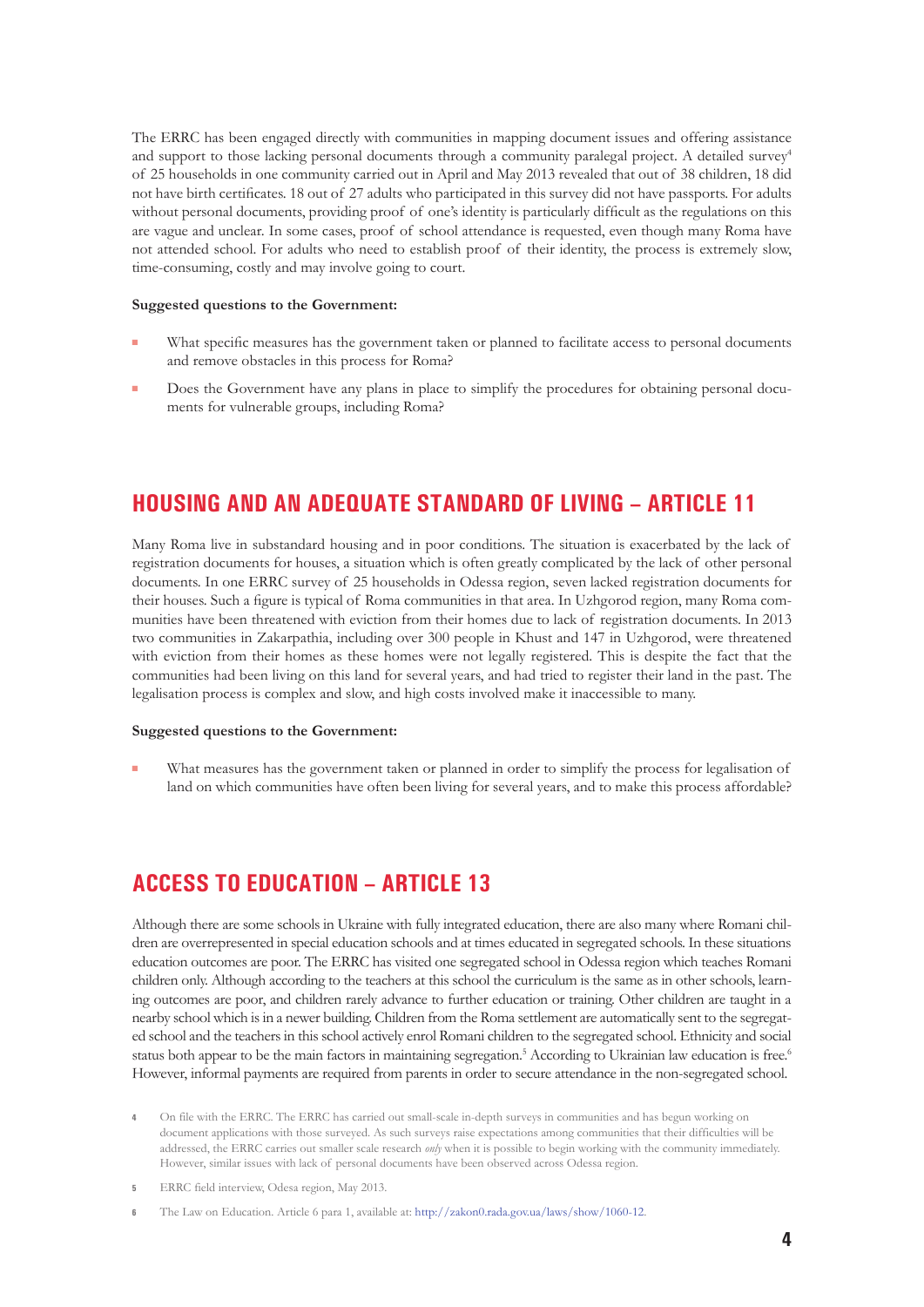The ERRC has been engaged directly with communities in mapping document issues and offering assistance and support to those lacking personal documents through a community paralegal project. A detailed survey[4] of 25 households in one community carried out in April and May 2013 revealed that out of 38 children, 18 did not have birth certificates. 18 out of 27 adults who participated in this survey did not have passports. For adults without personal documents, providing proof of one's identity is particularly difficult as the regulations on this are vague and unclear. In some cases, proof of school attendance is requested, even though many Roma have not attended school. For adults who need to establish proof of their identity, the process is extremely slow, time-consuming, costly and may involve going to court.

**Suggested questions to the Government:**

- What specific measures has the government taken or planned to facilitate access to personal documents and remove obstacles in this process for Roma?
- Does the Government have any plans in place to simplify the procedures for obtaining personal documents for vulnerable groups, including Roma?

## HOUSING AND AN ADEQUATE STANDARD OF LIVING – ARTICLE 11

Many Roma live in substandard housing and in poor conditions. The situation is exacerbated by the lack of registration documents for houses, a situation which is often greatly complicated by the lack of other personal documents. In one ERRC survey of 25 households in Odessa region, seven lacked registration documents for their houses. Such a figure is typical of Roma communities in that area. In Uzhgorod region, many Roma communities have been threatened with eviction from their homes due to lack of registration documents. In 2013 two communities in Zakarpathia, including over 300 people in Khust and 147 in Uzhgorod, were threatened with eviction from their homes as these homes were not legally registered. This is despite the fact that the communities had been living on this land for several years, and had tried to register their land in the past. The legalisation process is complex and slow, and high costs involved make it inaccessible to many.

**Suggested questions to the Government:**

- What measures has the government taken or planned in order to simplify the process for legalisation of land on which communities have often been living for several years, and to make this process affordable?

## ACCESS TO EDUCATION – ARTICLE 13

Although there are some schools in Ukraine with fully integrated education, there are also many where Romani children are overrepresented in special education schools and at times educated in segregated schools. In these situations education outcomes are poor. The ERRC has visited one segregated school in Odessa region which teaches Romani children only. Although according to the teachers at this school the curriculum is the same as in other schools, learning outcomes are poor, and children rarely advance to further education or training. Other children are taught in a nearby school which is in a newer building. Children from the Roma settlement are automatically sent to the segregated school and the teachers in this school actively enrol Romani children to the segregated school. Ethnicity and social status both appear to be the main factors in maintaining segregation.[5] According to Ukrainian law education is free.[6] However, informal payments are required from parents in order to secure attendance in the non-segregated school.

4 On file with the ERRC. The ERRC has carried out small-scale in-depth surveys in communities and has begun working on document applications with those surveyed. As such surveys raise expectations among communities that their difficulties will be addressed, the ERRC carries out smaller scale research *only* when it is possible to begin working with the community immediately. However, similar issues with lack of personal documents have been observed across Odessa region.

5 ERRC field interview, Odesa region, May 2013.

6 The Law on Education. Article 6 para 1, available at: http://zakon0.rada.gov.ua/laws/show/1060-12.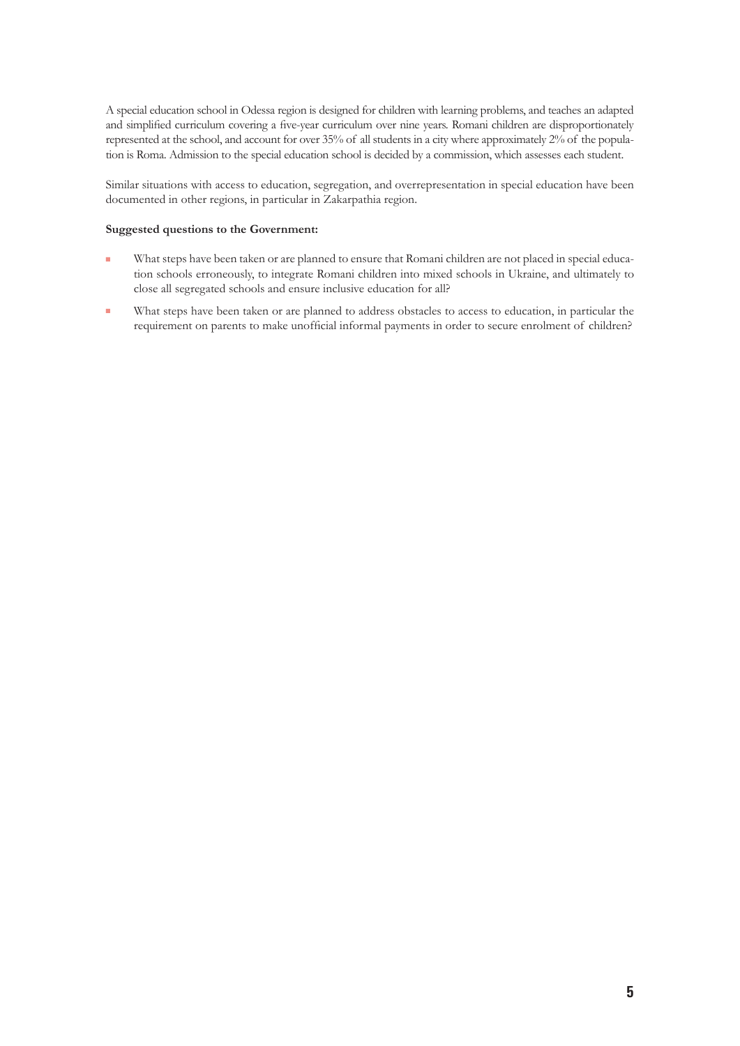A special education school in Odessa region is designed for children with learning problems, and teaches an adapted and simplified curriculum covering a five-year curriculum over nine years. Romani children are disproportionately represented at the school, and account for over 35% of all students in a city where approximately 2% of the population is Roma. Admission to the special education school is decided by a commission, which assesses each student.

Similar situations with access to education, segregation, and overrepresentation in special education have been documented in other regions, in particular in Zakarpathia region.

**Suggested questions to the Government:**

- What steps have been taken or are planned to ensure that Romani children are not placed in special education schools erroneously, to integrate Romani children into mixed schools in Ukraine, and ultimately to close all segregated schools and ensure inclusive education for all?
- What steps have been taken or are planned to address obstacles to access to education, in particular the requirement on parents to make unofficial informal payments in order to secure enrolment of children?